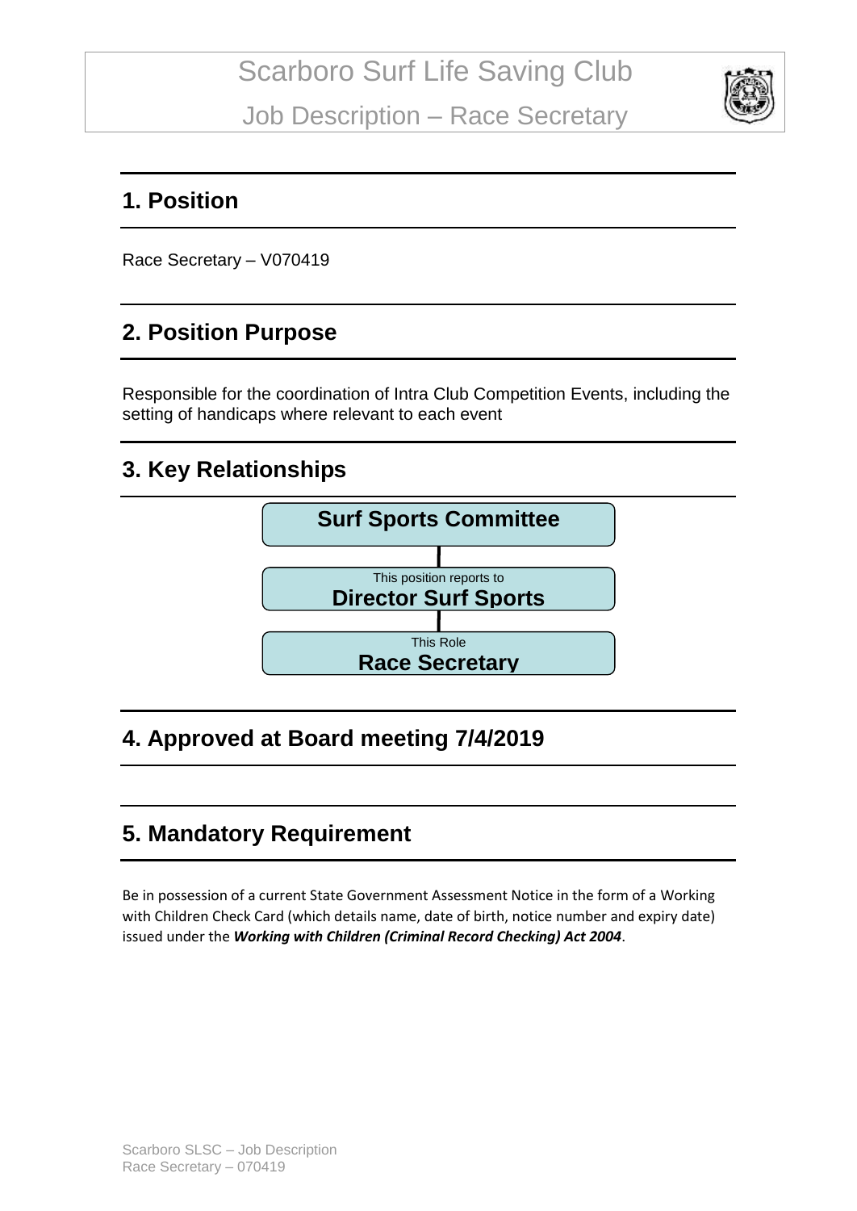# Scarboro Surf Life Saving Club

Job Description – Race Secretary

## 1. Position

Race Secretary – V070419

## 2. Position Purpose

Responsible for the coordination of Intra Club Competition Events, including the setting of handicaps where relevant to each event

## 3. Key Relationships

**Surf Sports Committee**

This position reports to
**Director Surf Sports**

This Role
**Race Secretary**

## 4. Approved at Board meeting 7/4/2019

## 5. Mandatory Requirement

Be in possession of a current State Government Assessment Notice in the form of a Working with Children Check Card (which details name, date of birth, notice number and expiry date) issued under the ***Working with Children (Criminal Record Checking) Act 2004***.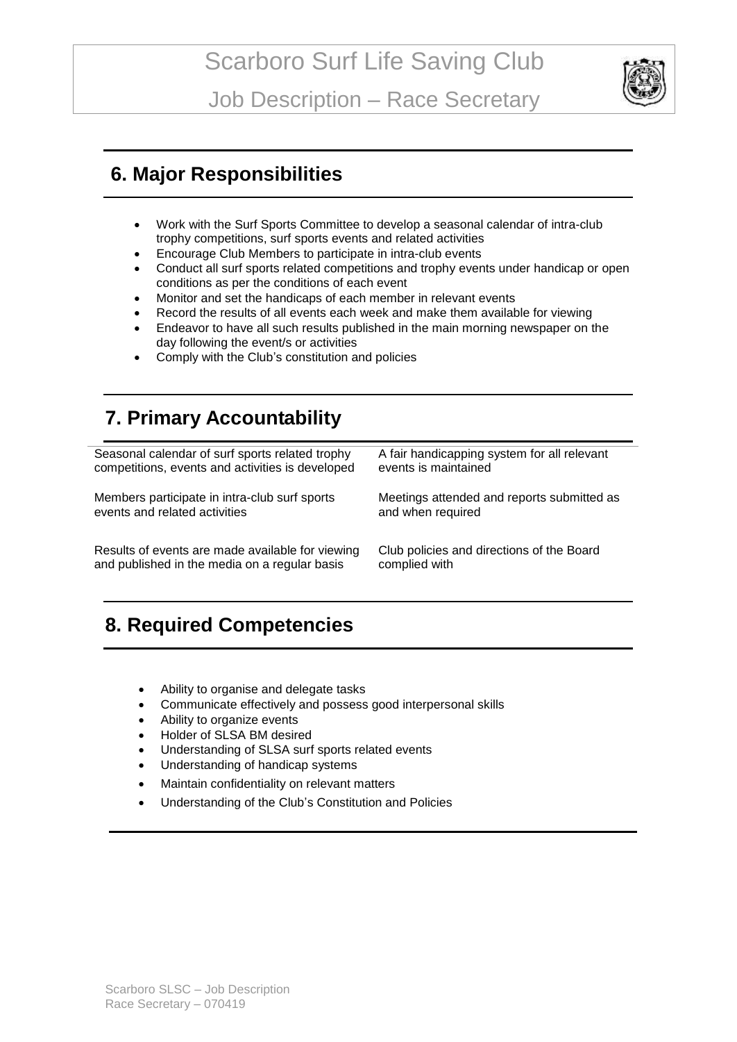## 6. Major Responsibilities

- Work with the Surf Sports Committee to develop a seasonal calendar of intra-club trophy competitions, surf sports events and related activities
- Encourage Club Members to participate in intra-club events
- Conduct all surf sports related competitions and trophy events under handicap or open conditions as per the conditions of each event
- Monitor and set the handicaps of each member in relevant events
- Record the results of all events each week and make them available for viewing
- Endeavor to have all such results published in the main morning newspaper on the day following the event/s or activities
- Comply with the Club's constitution and policies

## 7. Primary Accountability

| | |
|---|---|
| Seasonal calendar of surf sports related trophy competitions, events and activities is developed | A fair handicapping system for all relevant events is maintained |
| Members participate in intra-club surf sports events and related activities | Meetings attended and reports submitted as and when required |
| Results of events are made available for viewing and published in the media on a regular basis | Club policies and directions of the Board complied with |

## 8. Required Competencies

- Ability to organise and delegate tasks
- Communicate effectively and possess good interpersonal skills
- Ability to organize events
- Holder of SLSA BM desired
- Understanding of SLSA surf sports related events
- Understanding of handicap systems
- Maintain confidentiality on relevant matters
- Understanding of the Club's Constitution and Policies